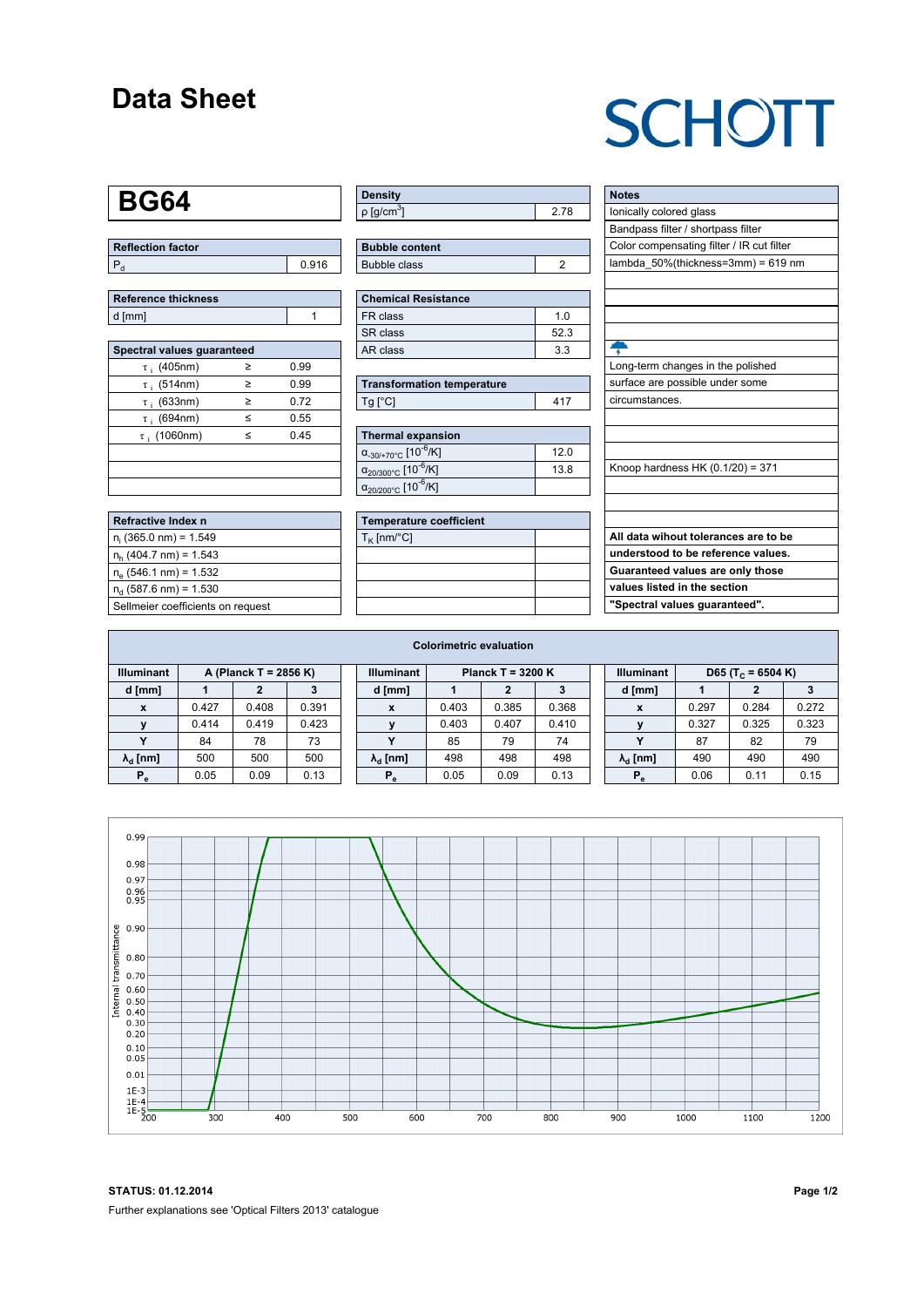# Data Sheet

SCHOTT

## BG64

| Reflection factor | |
|---|---|
| $P_d$ | 0.916 |

| Reference thickness | |
|---|---|
| d [mm] | 1 |

| Spectral values guaranteed | | |
|---|---|---|
| $\tau_i$ (405nm) | ≥ | 0.99 |
| $\tau_i$ (514nm) | ≥ | 0.99 |
| $\tau_i$ (633nm) | ≥ | 0.72 |
| $\tau_i$ (694nm) | ≤ | 0.55 |
| $\tau_i$ (1060nm) | ≤ | 0.45 |

| Refractive Index n |
|---|
| $n_i$ (365.0 nm) = 1.549 |
| $n_h$ (404.7 nm) = 1.543 |
| $n_e$ (546.1 nm) = 1.532 |
| $n_d$ (587.6 nm) = 1.530 |
| Sellmeier coefficients on request |

| Density | |
|---|---|
| $\rho$ [g/cm$^3$] | 2.78 |

| Bubble content | |
|---|---|
| Bubble class | 2 |

| Chemical Resistance | |
|---|---|
| FR class | 1.0 |
| SR class | 52.3 |
| AR class | 3.3 |

| Transformation temperature | |
|---|---|
| Tg [°C] | 417 |

| Thermal expansion | |
|---|---|
| $\alpha_{-30/+70°C}$ [$10^{-6}$/K] | 12.0 |
| $\alpha_{20/300°C}$ [$10^{-6}$/K] | 13.8 |
| $\alpha_{20/200°C}$ [$10^{-6}$/K] | |

| Temperature coefficient | |
|---|---|
| $T_K$ [nm/°C] | |

| Notes |
|---|
| Ionically colored glass |
| Bandpass filter / shortpass filter |
| Color compensating filter / IR cut filter |
| lambda_50%(thickness=3mm) = 619 nm |
| Long-term changes in the polished surface are possible under some circumstances. |
| Knoop hardness HK (0.1/20) = 371 |

**All data wihout tolerances are to be understood to be reference values. Guaranteed values are only those values listed in the section "Spectral values guaranteed".**

## Colorimetric evaluation

| Illuminant | A (Planck T = 2856 K) | | |
|---|---|---|---|
| d [mm] | 1 | 2 | 3 |
| x | 0.427 | 0.408 | 0.391 |
| y | 0.414 | 0.419 | 0.423 |
| Y | 84 | 78 | 73 |
| $\lambda_d$ [nm] | 500 | 500 | 500 |
| $P_e$ | 0.05 | 0.09 | 0.13 |

| Illuminant | Planck T = 3200 K | | |
|---|---|---|---|
| d [mm] | 1 | 2 | 3 |
| x | 0.403 | 0.385 | 0.368 |
| y | 0.403 | 0.407 | 0.410 |
| Y | 85 | 79 | 74 |
| $\lambda_d$ [nm] | 498 | 498 | 498 |
| $P_e$ | 0.05 | 0.09 | 0.13 |

| Illuminant | D65 ($T_C$ = 6504 K) | | |
|---|---|---|---|
| d [mm] | 1 | 2 | 3 |
| x | 0.297 | 0.284 | 0.272 |
| y | 0.327 | 0.325 | 0.323 |
| Y | 87 | 82 | 79 |
| $\lambda_d$ [nm] | 490 | 490 | 490 |
| $P_e$ | 0.06 | 0.11 | 0.15 |

**STATUS: 01.12.2014**

Further explanations see 'Optical Filters 2013' catalogue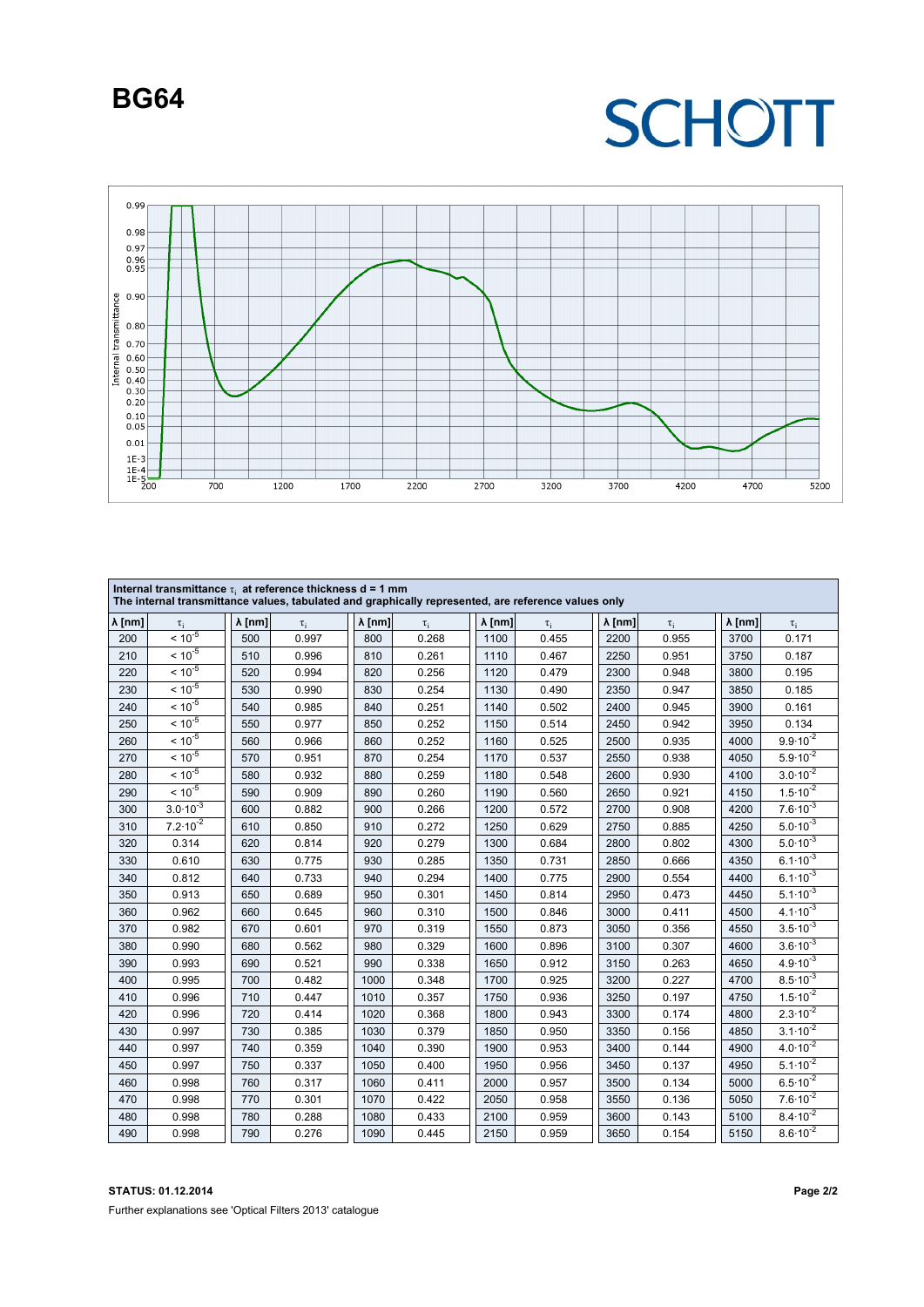# BG64

SCHOTT

0.99
0.98
0.97
0.96
0.95
0.90
0.80
0.70
0.60
0.50
0.40
0.30
0.20
0.10
0.05
0.01
1E-3
1E-4
1E-5

Internal transmittance

200 700 1200 1700 2200 2700 3200 3700 4200 4700 5200

**Internal transmittance $\tau_i$ at reference thickness d = 1 mm**
**The internal transmittance values, tabulated and graphically represented, are reference values only**

| λ [nm] | $\tau_i$ | λ [nm] | $\tau_i$ | λ [nm] | $\tau_i$ | λ [nm] | $\tau_i$ | λ [nm] | $\tau_i$ | λ [nm] | $\tau_i$ |
|---|---|---|---|---|---|---|---|---|---|---|---|
| 200 | $< 10^{-5}$ | 500 | 0.997 | 800 | 0.268 | 1100 | 0.455 | 2200 | 0.955 | 3700 | 0.171 |
| 210 | $< 10^{-5}$ | 510 | 0.996 | 810 | 0.261 | 1110 | 0.467 | 2250 | 0.951 | 3750 | 0.187 |
| 220 | $< 10^{-5}$ | 520 | 0.994 | 820 | 0.256 | 1120 | 0.479 | 2300 | 0.948 | 3800 | 0.195 |
| 230 | $< 10^{-5}$ | 530 | 0.990 | 830 | 0.254 | 1130 | 0.490 | 2350 | 0.947 | 3850 | 0.185 |
| 240 | $< 10^{-5}$ | 540 | 0.985 | 840 | 0.251 | 1140 | 0.502 | 2400 | 0.945 | 3900 | 0.161 |
| 250 | $< 10^{-5}$ | 550 | 0.977 | 850 | 0.252 | 1150 | 0.514 | 2450 | 0.942 | 3950 | 0.134 |
| 260 | $< 10^{-5}$ | 560 | 0.966 | 860 | 0.252 | 1160 | 0.525 | 2500 | 0.935 | 4000 | $9.9 \cdot 10^{-2}$ |
| 270 | $< 10^{-5}$ | 570 | 0.951 | 870 | 0.254 | 1170 | 0.537 | 2550 | 0.938 | 4050 | $5.9 \cdot 10^{-2}$ |
| 280 | $< 10^{-5}$ | 580 | 0.932 | 880 | 0.259 | 1180 | 0.548 | 2600 | 0.930 | 4100 | $3.0 \cdot 10^{-2}$ |
| 290 | $< 10^{-5}$ | 590 | 0.909 | 890 | 0.260 | 1190 | 0.560 | 2650 | 0.921 | 4150 | $1.5 \cdot 10^{-2}$ |
| 300 | $3.0 \cdot 10^{-3}$ | 600 | 0.882 | 900 | 0.266 | 1200 | 0.572 | 2700 | 0.908 | 4200 | $7.6 \cdot 10^{-3}$ |
| 310 | $7.2 \cdot 10^{-2}$ | 610 | 0.850 | 910 | 0.272 | 1250 | 0.629 | 2750 | 0.885 | 4250 | $5.0 \cdot 10^{-3}$ |
| 320 | 0.314 | 620 | 0.814 | 920 | 0.279 | 1300 | 0.684 | 2800 | 0.802 | 4300 | $5.0 \cdot 10^{-3}$ |
| 330 | 0.610 | 630 | 0.775 | 930 | 0.285 | 1350 | 0.731 | 2850 | 0.666 | 4350 | $6.1 \cdot 10^{-3}$ |
| 340 | 0.812 | 640 | 0.733 | 940 | 0.294 | 1400 | 0.775 | 2900 | 0.554 | 4400 | $6.1 \cdot 10^{-3}$ |
| 350 | 0.913 | 650 | 0.689 | 950 | 0.301 | 1450 | 0.814 | 2950 | 0.473 | 4450 | $5.1 \cdot 10^{-3}$ |
| 360 | 0.962 | 660 | 0.645 | 960 | 0.310 | 1500 | 0.846 | 3000 | 0.411 | 4500 | $4.1 \cdot 10^{-3}$ |
| 370 | 0.982 | 670 | 0.601 | 970 | 0.319 | 1550 | 0.873 | 3050 | 0.356 | 4550 | $3.5 \cdot 10^{-3}$ |
| 380 | 0.990 | 680 | 0.562 | 980 | 0.329 | 1600 | 0.896 | 3100 | 0.307 | 4600 | $3.6 \cdot 10^{-3}$ |
| 390 | 0.993 | 690 | 0.521 | 990 | 0.338 | 1650 | 0.912 | 3150 | 0.263 | 4650 | $4.9 \cdot 10^{-3}$ |
| 400 | 0.995 | 700 | 0.482 | 1000 | 0.348 | 1700 | 0.925 | 3200 | 0.227 | 4700 | $8.5 \cdot 10^{-3}$ |
| 410 | 0.996 | 710 | 0.447 | 1010 | 0.357 | 1750 | 0.936 | 3250 | 0.197 | 4750 | $1.5 \cdot 10^{-2}$ |
| 420 | 0.996 | 720 | 0.414 | 1020 | 0.368 | 1800 | 0.943 | 3300 | 0.174 | 4800 | $2.3 \cdot 10^{-2}$ |
| 430 | 0.997 | 730 | 0.385 | 1030 | 0.379 | 1850 | 0.950 | 3350 | 0.156 | 4850 | $3.1 \cdot 10^{-2}$ |
| 440 | 0.997 | 740 | 0.359 | 1040 | 0.390 | 1900 | 0.953 | 3400 | 0.144 | 4900 | $4.0 \cdot 10^{-2}$ |
| 450 | 0.997 | 750 | 0.337 | 1050 | 0.400 | 1950 | 0.956 | 3450 | 0.137 | 4950 | $5.1 \cdot 10^{-2}$ |
| 460 | 0.998 | 760 | 0.317 | 1060 | 0.411 | 2000 | 0.957 | 3500 | 0.134 | 5000 | $6.5 \cdot 10^{-2}$ |
| 470 | 0.998 | 770 | 0.301 | 1070 | 0.422 | 2050 | 0.958 | 3550 | 0.136 | 5050 | $7.6 \cdot 10^{-2}$ |
| 480 | 0.998 | 780 | 0.288 | 1080 | 0.433 | 2100 | 0.959 | 3600 | 0.143 | 5100 | $8.4 \cdot 10^{-2}$ |
| 490 | 0.998 | 790 | 0.276 | 1090 | 0.445 | 2150 | 0.959 | 3650 | 0.154 | 5150 | $8.6 \cdot 10^{-2}$ |

**STATUS: 01.12.2014**

Further explanations see 'Optical Filters 2013' catalogue